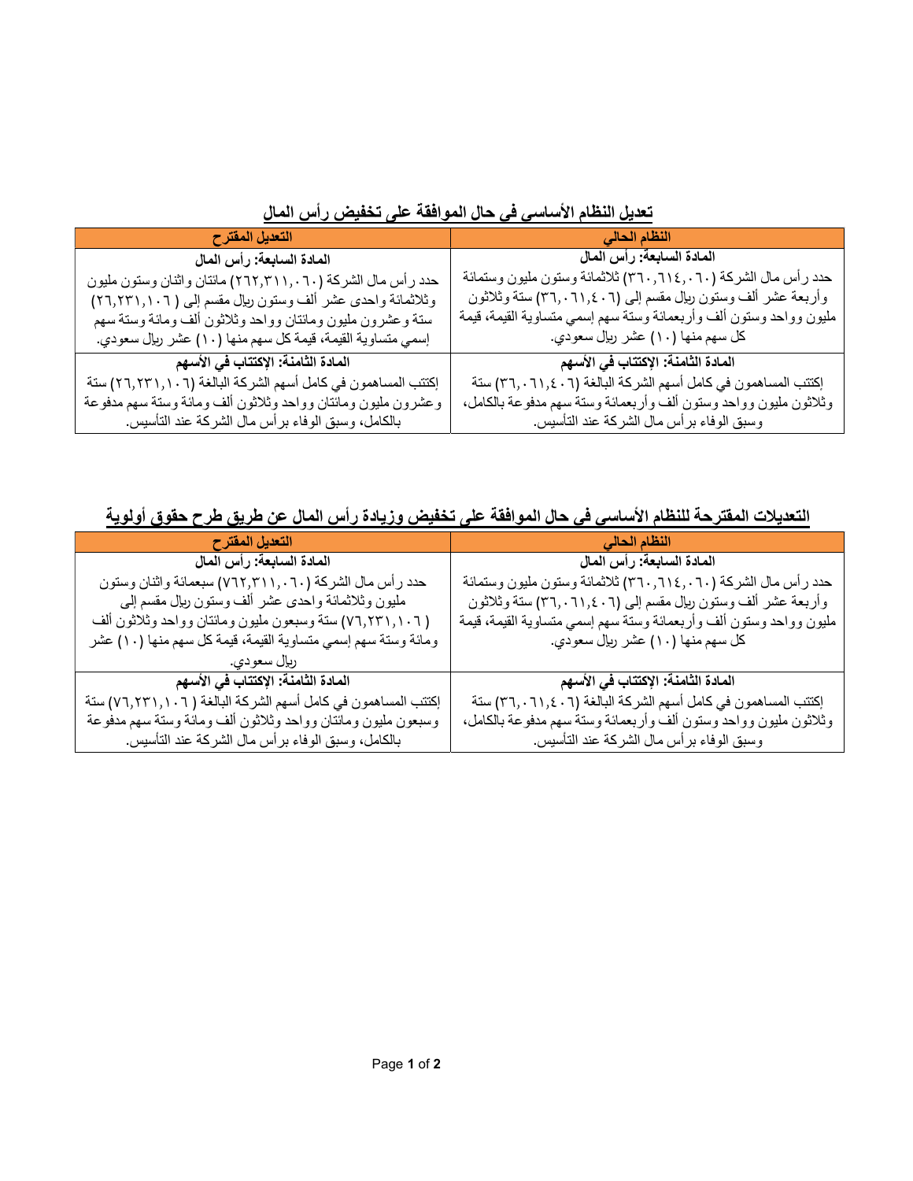## تعديل النظام الأساسي في حال الموافقة على تخفيض رأس المال

| التعديل المقترح | النظام الحالي |
| --- | --- |
| **المادة السابعة: رأس المال** حدد رأس مال الشركة (٢٦٢,٣١١,٠٦٠) مائتان واثنان وستون مليون وثلاثمائة واحدى عشر ألف وستون ريال مقسم إلى (٢٦,٢٣١,١٠٦) ستة وعشرون مليون ومائتان وواحد وثلاثون ألف ومائة وستة سهم إسمي متساوية القيمة، قيمة كل سهم منها (١٠) عشر ريال سعودي. | **المادة السابعة: رأس المال** حدد رأس مال الشركة (٣٦٠,٦١٤,٠٦٠) ثلاثمائة وستون مليون وستمائة وأربعة عشر ألف وستون ريال مقسم إلى (٣٦,٠٦١,٤٠٦) ستة وثلاثون مليون وواحد وستون ألف وأربعمائة وستة سهم إسمي متساوية القيمة، قيمة كل سهم منها (١٠) عشر ريال سعودي. |
| **المادة الثامنة: الإكتتاب في الأسهم** إكتتب المساهمون في كامل أسهم الشركة البالغة (٢٦,٢٣١,١٠٦) ستة وعشرون مليون ومائتان وواحد وثلاثون ألف ومائة وستة سهم مدفوعة بالكامل، وسبق الوفاء برأس مال الشركة عند التأسيس. | **المادة الثامنة: الإكتتاب في الأسهم** إكتتب المساهمون في كامل أسهم الشركة البالغة (٣٦,٠٦١,٤٠٦) ستة وثلاثون مليون وواحد وستون ألف وأربعمائة وستة سهم مدفوعة بالكامل، وسبق الوفاء برأس مال الشركة عند التأسيس. |

## التعديلات المقترحة للنظام الأساسي في حال الموافقة على تخفيض وزيادة رأس المال عن طريق طرح حقوق أولوية

| التعديل المقترح | النظام الحالي |
| --- | --- |
| **المادة السابعة: رأس المال** حدد رأس مال الشركة (٧٦٢,٣١١,٠٦٠) سبعمائة واثنان وستون مليون وثلاثمائة واحدى عشر ألف وستون ريال مقسم إلى (٧٦,٢٣١,١٠٦) ستة وسبعون مليون ومائتان وواحد وثلاثون ألف ومائة وستة سهم إسمي متساوية القيمة، قيمة كل سهم منها (١٠) عشر ريال سعودي. | **المادة السابعة: رأس المال** حدد رأس مال الشركة (٣٦٠,٦١٤,٠٦٠) ثلاثمائة وستون مليون وستمائة وأربعة عشر ألف وستون ريال مقسم إلى (٣٦,٠٦١,٤٠٦) ستة وثلاثون مليون وواحد وستون ألف وأربعمائة وستة سهم إسمي متساوية القيمة، قيمة كل سهم منها (١٠) عشر ريال سعودي. |
| **المادة الثامنة: الإكتتاب في الأسهم** إكتتب المساهمون في كامل أسهم الشركة البالغة (٧٦,٢٣١,١٠٦) ستة وسبعون مليون ومائتان وواحد وثلاثون ألف ومائة وستة سهم مدفوعة بالكامل، وسبق الوفاء برأس مال الشركة عند التأسيس. | **المادة الثامنة: الإكتتاب في الأسهم** إكتتب المساهمون في كامل أسهم الشركة البالغة (٣٦,٠٦١,٤٠٦) ستة وثلاثون مليون وواحد وستون ألف وأربعمائة وستة سهم مدفوعة بالكامل، وسبق الوفاء برأس مال الشركة عند التأسيس. |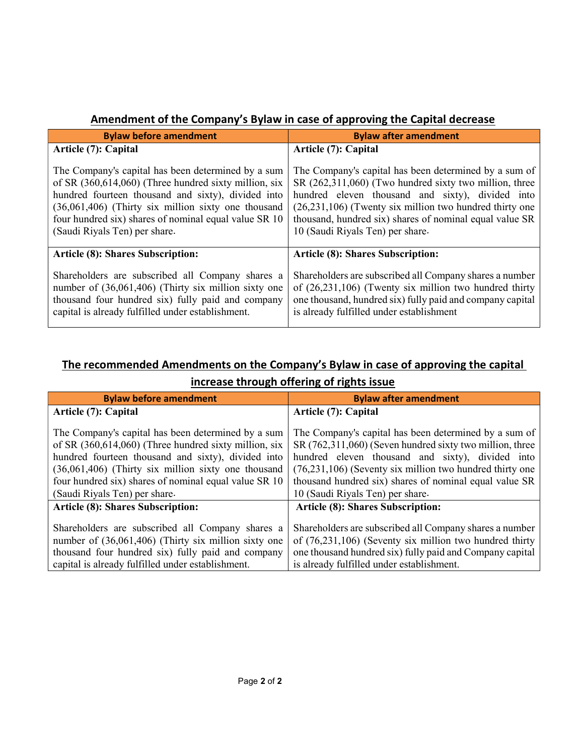## Amendment of the Company's Bylaw in case of approving the Capital decrease

| Bylaw before amendment | Bylaw after amendment |
|---|---|
| **Article (7): Capital**<br><br>The Company's capital has been determined by a sum of SR (360,614,060) (Three hundred sixty million, six hundred fourteen thousand and sixty), divided into (36,061,406) (Thirty six million sixty one thousand four hundred six) shares of nominal equal value SR 10 (Saudi Riyals Ten) per share. | **Article (7): Capital**<br><br>The Company's capital has been determined by a sum of SR (262,311,060) (Two hundred sixty two million, three hundred eleven thousand and sixty), divided into (26,231,106) (Twenty six million two hundred thirty one thousand, hundred six) shares of nominal equal value SR 10 (Saudi Riyals Ten) per share. |
| **Article (8): Shares Subscription:**<br><br>Shareholders are subscribed all Company shares a number of (36,061,406) (Thirty six million sixty one thousand four hundred six) fully paid and company capital is already fulfilled under establishment. | **Article (8): Shares Subscription:**<br><br>Shareholders are subscribed all Company shares a number of (26,231,106) (Twenty six million two hundred thirty one thousand, hundred six) fully paid and company capital is already fulfilled under establishment |

## The recommended Amendments on the Company's Bylaw in case of approving the capital increase through offering of rights issue

| Bylaw before amendment | Bylaw after amendment |
|---|---|
| **Article (7): Capital**<br><br>The Company's capital has been determined by a sum of SR (360,614,060) (Three hundred sixty million, six hundred fourteen thousand and sixty), divided into (36,061,406) (Thirty six million sixty one thousand four hundred six) shares of nominal equal value SR 10 (Saudi Riyals Ten) per share. | **Article (7): Capital**<br><br>The Company's capital has been determined by a sum of SR (762,311,060) (Seven hundred sixty two million, three hundred eleven thousand and sixty), divided into (76,231,106) (Seventy six million two hundred thirty one thousand hundred six) shares of nominal equal value SR 10 (Saudi Riyals Ten) per share. |
| **Article (8): Shares Subscription:**<br><br>Shareholders are subscribed all Company shares a number of (36,061,406) (Thirty six million sixty one thousand four hundred six) fully paid and company capital is already fulfilled under establishment. | **Article (8): Shares Subscription:**<br><br>Shareholders are subscribed all Company shares a number of (76,231,106) (Seventy six million two hundred thirty one thousand hundred six) fully paid and Company capital is already fulfilled under establishment. |